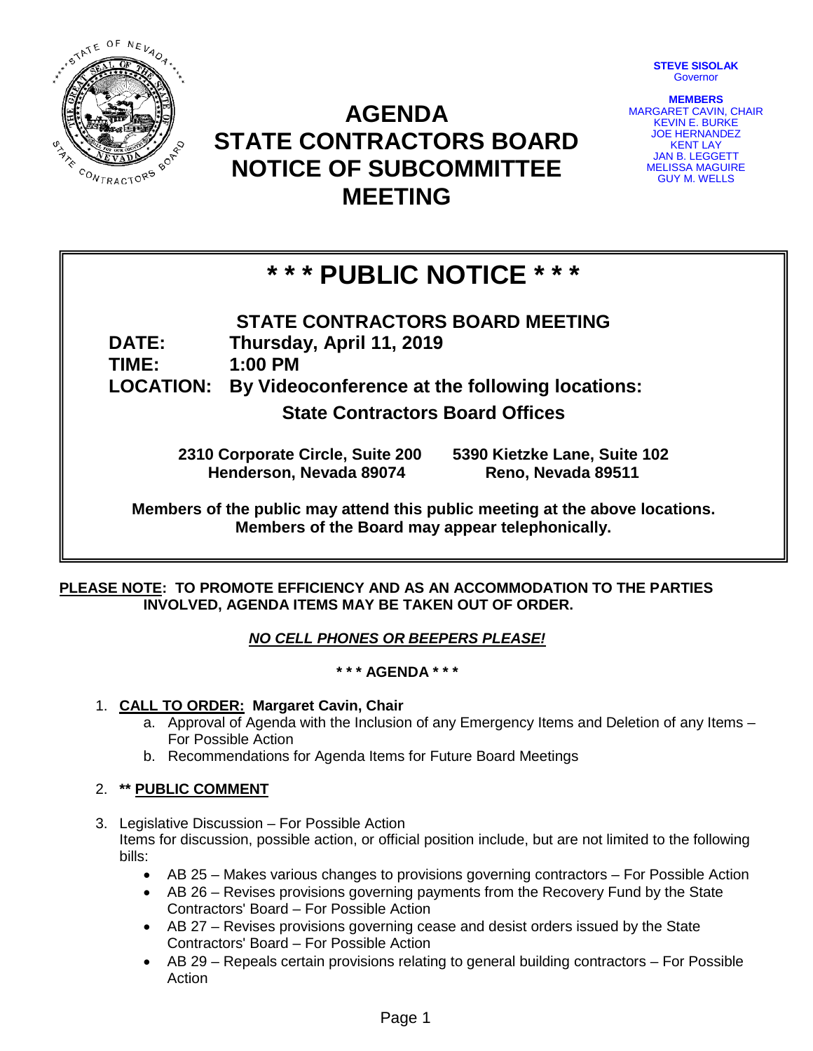**STEVE SISOLAK**
Governor

**MEMBERS**
MARGARET CAVIN, CHAIR
KEVIN E. BURKE
JOE HERNANDEZ
KENT LAY
JAN B. LEGGETT
MELISSA MAGUIRE
GUY M. WELLS

# AGENDA
# STATE CONTRACTORS BOARD
# NOTICE OF SUBCOMMITTEE MEETING

## * * * PUBLIC NOTICE * * *

**STATE CONTRACTORS BOARD MEETING**

**DATE:** **Thursday, April 11, 2019**

**TIME:** **1:00 PM**

**LOCATION:** **By Videoconference at the following locations:**

**State Contractors Board Offices**

**2310 Corporate Circle, Suite 200**
**Henderson, Nevada 89074**

**5390 Kietzke Lane, Suite 102**
**Reno, Nevada 89511**

**Members of the public may attend this public meeting at the above locations.**
**Members of the Board may appear telephonically.**

**PLEASE NOTE: TO PROMOTE EFFICIENCY AND AS AN ACCOMMODATION TO THE PARTIES INVOLVED, AGENDA ITEMS MAY BE TAKEN OUT OF ORDER.**

***NO CELL PHONES OR BEEPERS PLEASE!***

**\* \* \* AGENDA \* \* \***

1. **CALL TO ORDER: Margaret Cavin, Chair**
   a. Approval of Agenda with the Inclusion of any Emergency Items and Deletion of any Items – For Possible Action
   b. Recommendations for Agenda Items for Future Board Meetings

2. **\*\* PUBLIC COMMENT**

3. Legislative Discussion – For Possible Action
   Items for discussion, possible action, or official position include, but are not limited to the following bills:
   - AB 25 – Makes various changes to provisions governing contractors – For Possible Action
   - AB 26 – Revises provisions governing payments from the Recovery Fund by the State Contractors' Board – For Possible Action
   - AB 27 – Revises provisions governing cease and desist orders issued by the State Contractors' Board – For Possible Action
   - AB 29 – Repeals certain provisions relating to general building contractors – For Possible Action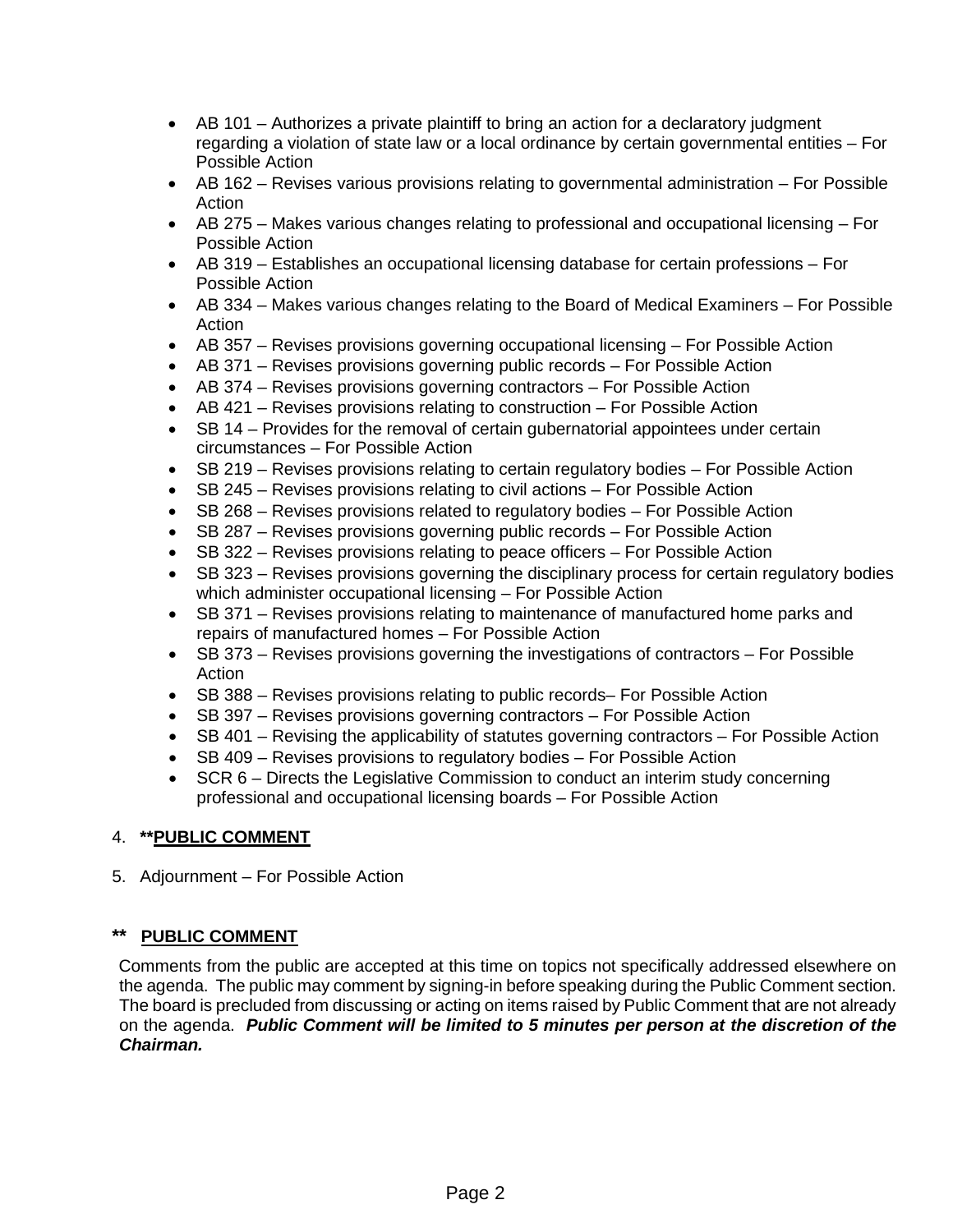- AB 101 – Authorizes a private plaintiff to bring an action for a declaratory judgment regarding a violation of state law or a local ordinance by certain governmental entities – For Possible Action
- AB 162 – Revises various provisions relating to governmental administration – For Possible Action
- AB 275 – Makes various changes relating to professional and occupational licensing – For Possible Action
- AB 319 – Establishes an occupational licensing database for certain professions – For Possible Action
- AB 334 – Makes various changes relating to the Board of Medical Examiners – For Possible Action
- AB 357 – Revises provisions governing occupational licensing – For Possible Action
- AB 371 – Revises provisions governing public records – For Possible Action
- AB 374 – Revises provisions governing contractors – For Possible Action
- AB 421 – Revises provisions relating to construction – For Possible Action
- SB 14 – Provides for the removal of certain gubernatorial appointees under certain circumstances – For Possible Action
- SB 219 – Revises provisions relating to certain regulatory bodies – For Possible Action
- SB 245 – Revises provisions relating to civil actions – For Possible Action
- SB 268 – Revises provisions related to regulatory bodies – For Possible Action
- SB 287 – Revises provisions governing public records – For Possible Action
- SB 322 – Revises provisions relating to peace officers – For Possible Action
- SB 323 – Revises provisions governing the disciplinary process for certain regulatory bodies which administer occupational licensing – For Possible Action
- SB 371 – Revises provisions relating to maintenance of manufactured home parks and repairs of manufactured homes – For Possible Action
- SB 373 – Revises provisions governing the investigations of contractors – For Possible Action
- SB 388 – Revises provisions relating to public records– For Possible Action
- SB 397 – Revises provisions governing contractors – For Possible Action
- SB 401 – Revising the applicability of statutes governing contractors – For Possible Action
- SB 409 – Revises provisions to regulatory bodies – For Possible Action
- SCR 6 – Directs the Legislative Commission to conduct an interim study concerning professional and occupational licensing boards – For Possible Action

4. **\*\*PUBLIC COMMENT**

5. Adjournment – For Possible Action

**\*\* PUBLIC COMMENT**

Comments from the public are accepted at this time on topics not specifically addressed elsewhere on the agenda. The public may comment by signing-in before speaking during the Public Comment section. The board is precluded from discussing or acting on items raised by Public Comment that are not already on the agenda. ***Public Comment will be limited to 5 minutes per person at the discretion of the Chairman.***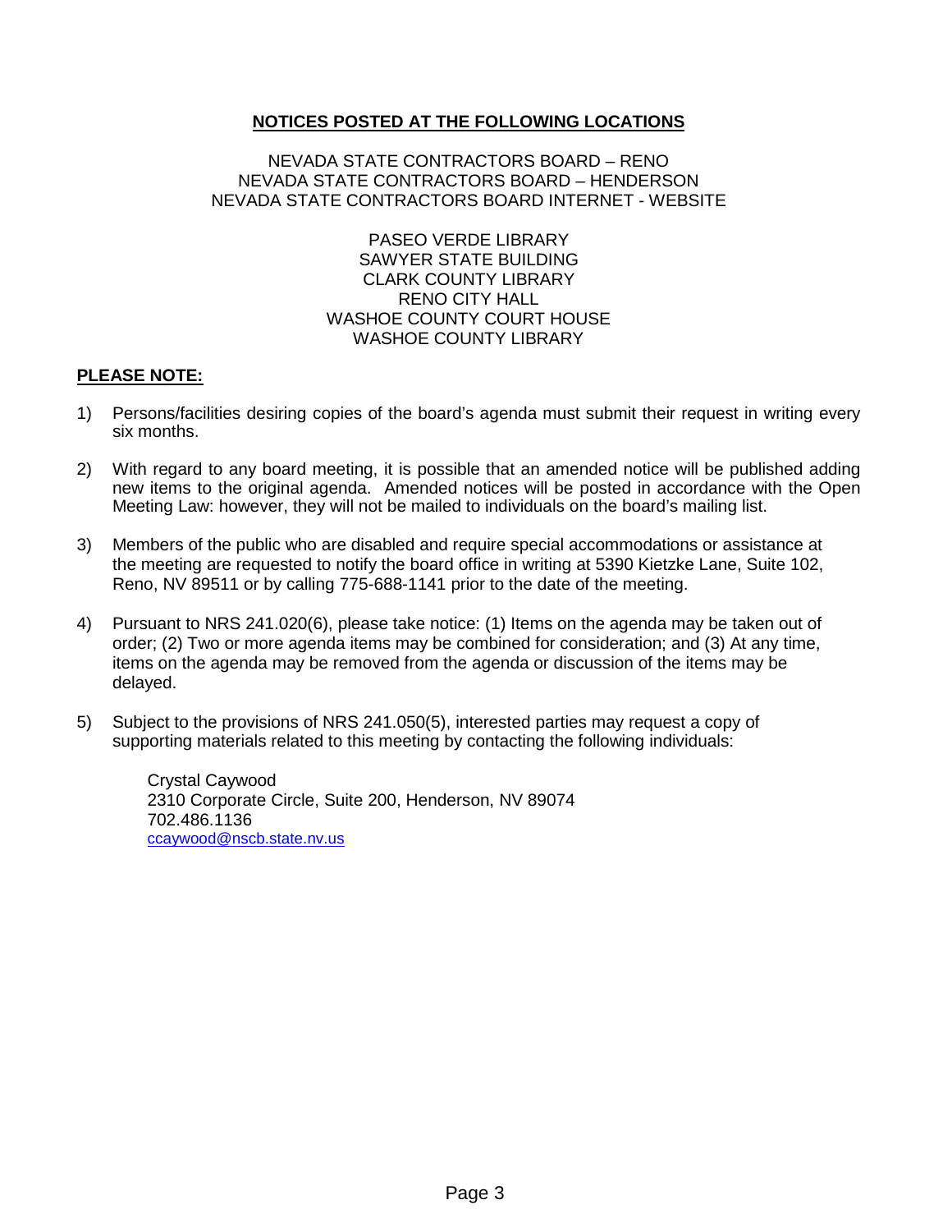**NOTICES POSTED AT THE FOLLOWING LOCATIONS**

NEVADA STATE CONTRACTORS BOARD – RENO
NEVADA STATE CONTRACTORS BOARD – HENDERSON
NEVADA STATE CONTRACTORS BOARD INTERNET - WEBSITE

PASEO VERDE LIBRARY
SAWYER STATE BUILDING
CLARK COUNTY LIBRARY
RENO CITY HALL
WASHOE COUNTY COURT HOUSE
WASHOE COUNTY LIBRARY

**PLEASE NOTE:**

1) Persons/facilities desiring copies of the board's agenda must submit their request in writing every six months.

2) With regard to any board meeting, it is possible that an amended notice will be published adding new items to the original agenda. Amended notices will be posted in accordance with the Open Meeting Law: however, they will not be mailed to individuals on the board's mailing list.

3) Members of the public who are disabled and require special accommodations or assistance at the meeting are requested to notify the board office in writing at 5390 Kietzke Lane, Suite 102, Reno, NV 89511 or by calling 775-688-1141 prior to the date of the meeting.

4) Pursuant to NRS 241.020(6), please take notice: (1) Items on the agenda may be taken out of order; (2) Two or more agenda items may be combined for consideration; and (3) At any time, items on the agenda may be removed from the agenda or discussion of the items may be delayed.

5) Subject to the provisions of NRS 241.050(5), interested parties may request a copy of supporting materials related to this meeting by contacting the following individuals:

   Crystal Caywood
   2310 Corporate Circle, Suite 200, Henderson, NV 89074
   702.486.1136
   ccaywood@nscb.state.nv.us